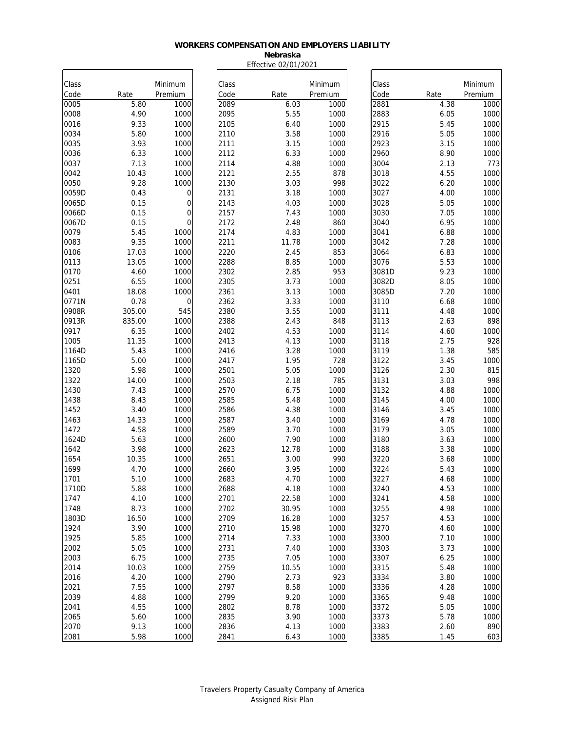**WORKERS COMPENSATION AND EMPLOYERS LIABILITY**
**Nebraska**
Effective 02/01/2021

| Class Code | Rate | Minimum Premium |
|---|---|---|
| 0005 | 5.80 | 1000 |
| 0008 | 4.90 | 1000 |
| 0016 | 9.33 | 1000 |
| 0034 | 5.80 | 1000 |
| 0035 | 3.93 | 1000 |
| 0036 | 6.33 | 1000 |
| 0037 | 7.13 | 1000 |
| 0042 | 10.43 | 1000 |
| 0050 | 9.28 | 1000 |
| 0059D | 0.43 | 0 |
| 0065D | 0.15 | 0 |
| 0066D | 0.15 | 0 |
| 0067D | 0.15 | 0 |
| 0079 | 5.45 | 1000 |
| 0083 | 9.35 | 1000 |
| 0106 | 17.03 | 1000 |
| 0113 | 13.05 | 1000 |
| 0170 | 4.60 | 1000 |
| 0251 | 6.55 | 1000 |
| 0401 | 18.08 | 1000 |
| 0771N | 0.78 | 0 |
| 0908R | 305.00 | 545 |
| 0913R | 835.00 | 1000 |
| 0917 | 6.35 | 1000 |
| 1005 | 11.35 | 1000 |
| 1164D | 5.43 | 1000 |
| 1165D | 5.00 | 1000 |
| 1320 | 5.98 | 1000 |
| 1322 | 14.00 | 1000 |
| 1430 | 7.43 | 1000 |
| 1438 | 8.43 | 1000 |
| 1452 | 3.40 | 1000 |
| 1463 | 14.33 | 1000 |
| 1472 | 4.58 | 1000 |
| 1624D | 5.63 | 1000 |
| 1642 | 3.98 | 1000 |
| 1654 | 10.35 | 1000 |
| 1699 | 4.70 | 1000 |
| 1701 | 5.10 | 1000 |
| 1710D | 5.88 | 1000 |
| 1747 | 4.10 | 1000 |
| 1748 | 8.73 | 1000 |
| 1803D | 16.50 | 1000 |
| 1924 | 3.90 | 1000 |
| 1925 | 5.85 | 1000 |
| 2002 | 5.05 | 1000 |
| 2003 | 6.75 | 1000 |
| 2014 | 10.03 | 1000 |
| 2016 | 4.20 | 1000 |
| 2021 | 7.55 | 1000 |
| 2039 | 4.88 | 1000 |
| 2041 | 4.55 | 1000 |
| 2065 | 5.60 | 1000 |
| 2070 | 9.13 | 1000 |
| 2081 | 5.98 | 1000 |
| 2089 | 6.03 | 1000 |
| 2095 | 5.55 | 1000 |
| 2105 | 6.40 | 1000 |
| 2110 | 3.58 | 1000 |
| 2111 | 3.15 | 1000 |
| 2112 | 6.33 | 1000 |
| 2114 | 4.88 | 1000 |
| 2121 | 2.55 | 878 |
| 2130 | 3.03 | 998 |
| 2131 | 3.18 | 1000 |
| 2143 | 4.03 | 1000 |
| 2157 | 7.43 | 1000 |
| 2172 | 2.48 | 860 |
| 2174 | 4.83 | 1000 |
| 2211 | 11.78 | 1000 |
| 2220 | 2.45 | 853 |
| 2288 | 8.85 | 1000 |
| 2302 | 2.85 | 953 |
| 2305 | 3.73 | 1000 |
| 2361 | 3.13 | 1000 |
| 2362 | 3.33 | 1000 |
| 2380 | 3.55 | 1000 |
| 2388 | 2.43 | 848 |
| 2402 | 4.53 | 1000 |
| 2413 | 4.13 | 1000 |
| 2416 | 3.28 | 1000 |
| 2417 | 1.95 | 728 |
| 2501 | 5.05 | 1000 |
| 2503 | 2.18 | 785 |
| 2570 | 6.75 | 1000 |
| 2585 | 5.48 | 1000 |
| 2586 | 4.38 | 1000 |
| 2587 | 3.40 | 1000 |
| 2589 | 3.70 | 1000 |
| 2600 | 7.90 | 1000 |
| 2623 | 12.78 | 1000 |
| 2651 | 3.00 | 990 |
| 2660 | 3.95 | 1000 |
| 2683 | 4.70 | 1000 |
| 2688 | 4.18 | 1000 |
| 2701 | 22.58 | 1000 |
| 2702 | 30.95 | 1000 |
| 2709 | 16.28 | 1000 |
| 2710 | 15.98 | 1000 |
| 2714 | 7.33 | 1000 |
| 2731 | 7.40 | 1000 |
| 2735 | 7.05 | 1000 |
| 2759 | 10.55 | 1000 |
| 2790 | 2.73 | 923 |
| 2797 | 8.58 | 1000 |
| 2799 | 9.20 | 1000 |
| 2802 | 8.78 | 1000 |
| 2835 | 3.90 | 1000 |
| 2836 | 4.13 | 1000 |
| 2841 | 6.43 | 1000 |
| 2881 | 4.38 | 1000 |
| 2883 | 6.05 | 1000 |
| 2915 | 5.45 | 1000 |
| 2916 | 5.05 | 1000 |
| 2923 | 3.15 | 1000 |
| 2960 | 8.90 | 1000 |
| 3004 | 2.13 | 773 |
| 3018 | 4.55 | 1000 |
| 3022 | 6.20 | 1000 |
| 3027 | 4.00 | 1000 |
| 3028 | 5.05 | 1000 |
| 3030 | 7.05 | 1000 |
| 3040 | 6.95 | 1000 |
| 3041 | 6.88 | 1000 |
| 3042 | 7.28 | 1000 |
| 3064 | 6.83 | 1000 |
| 3076 | 5.53 | 1000 |
| 3081D | 9.23 | 1000 |
| 3082D | 8.05 | 1000 |
| 3085D | 7.20 | 1000 |
| 3110 | 6.68 | 1000 |
| 3111 | 4.48 | 1000 |
| 3113 | 2.63 | 898 |
| 3114 | 4.60 | 1000 |
| 3118 | 2.75 | 928 |
| 3119 | 1.38 | 585 |
| 3122 | 3.45 | 1000 |
| 3126 | 2.30 | 815 |
| 3131 | 3.03 | 998 |
| 3132 | 4.88 | 1000 |
| 3145 | 4.00 | 1000 |
| 3146 | 3.45 | 1000 |
| 3169 | 4.78 | 1000 |
| 3179 | 3.05 | 1000 |
| 3180 | 3.63 | 1000 |
| 3188 | 3.38 | 1000 |
| 3220 | 3.68 | 1000 |
| 3224 | 5.43 | 1000 |
| 3227 | 4.68 | 1000 |
| 3240 | 4.53 | 1000 |
| 3241 | 4.58 | 1000 |
| 3255 | 4.98 | 1000 |
| 3257 | 4.53 | 1000 |
| 3270 | 4.60 | 1000 |
| 3300 | 7.10 | 1000 |
| 3303 | 3.73 | 1000 |
| 3307 | 6.25 | 1000 |
| 3315 | 5.48 | 1000 |
| 3334 | 3.80 | 1000 |
| 3336 | 4.28 | 1000 |
| 3365 | 9.48 | 1000 |
| 3372 | 5.05 | 1000 |
| 3373 | 5.78 | 1000 |
| 3383 | 2.60 | 890 |
| 3385 | 1.45 | 603 |

Travelers Property Casualty Company of America
Assigned Risk Plan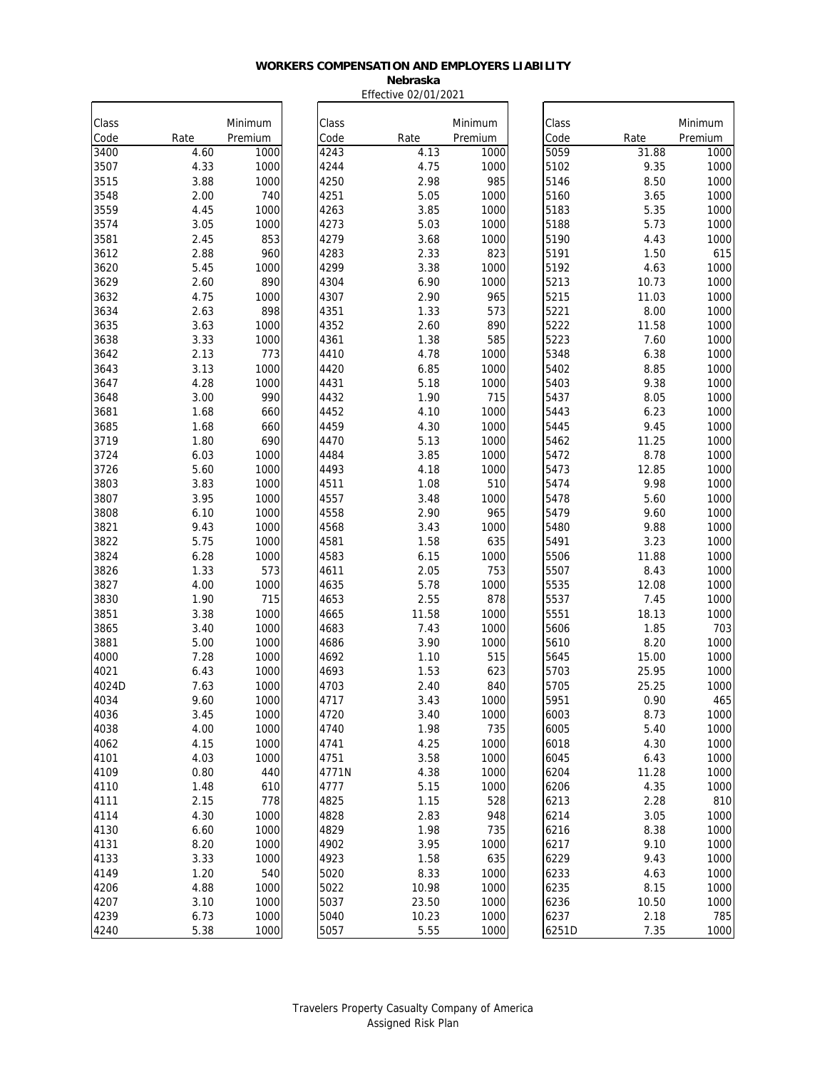**WORKERS COMPENSATION AND EMPLOYERS LIABILITY**

**Nebraska**

Effective 02/01/2021

| Class Code | Rate | Minimum Premium |
|---|---|---|
| 3400 | 4.60 | 1000 |
| 3507 | 4.33 | 1000 |
| 3515 | 3.88 | 1000 |
| 3548 | 2.00 | 740 |
| 3559 | 4.45 | 1000 |
| 3574 | 3.05 | 1000 |
| 3581 | 2.45 | 853 |
| 3612 | 2.88 | 960 |
| 3620 | 5.45 | 1000 |
| 3629 | 2.60 | 890 |
| 3632 | 4.75 | 1000 |
| 3634 | 2.63 | 898 |
| 3635 | 3.63 | 1000 |
| 3638 | 3.33 | 1000 |
| 3642 | 2.13 | 773 |
| 3643 | 3.13 | 1000 |
| 3647 | 4.28 | 1000 |
| 3648 | 3.00 | 990 |
| 3681 | 1.68 | 660 |
| 3685 | 1.68 | 660 |
| 3719 | 1.80 | 690 |
| 3724 | 6.03 | 1000 |
| 3726 | 5.60 | 1000 |
| 3803 | 3.83 | 1000 |
| 3807 | 3.95 | 1000 |
| 3808 | 6.10 | 1000 |
| 3821 | 9.43 | 1000 |
| 3822 | 5.75 | 1000 |
| 3824 | 6.28 | 1000 |
| 3826 | 1.33 | 573 |
| 3827 | 4.00 | 1000 |
| 3830 | 1.90 | 715 |
| 3851 | 3.38 | 1000 |
| 3865 | 3.40 | 1000 |
| 3881 | 5.00 | 1000 |
| 4000 | 7.28 | 1000 |
| 4021 | 6.43 | 1000 |
| 4024D | 7.63 | 1000 |
| 4034 | 9.60 | 1000 |
| 4036 | 3.45 | 1000 |
| 4038 | 4.00 | 1000 |
| 4062 | 4.15 | 1000 |
| 4101 | 4.03 | 1000 |
| 4109 | 0.80 | 440 |
| 4110 | 1.48 | 610 |
| 4111 | 2.15 | 778 |
| 4114 | 4.30 | 1000 |
| 4130 | 6.60 | 1000 |
| 4131 | 8.20 | 1000 |
| 4133 | 3.33 | 1000 |
| 4149 | 1.20 | 540 |
| 4206 | 4.88 | 1000 |
| 4207 | 3.10 | 1000 |
| 4239 | 6.73 | 1000 |
| 4240 | 5.38 | 1000 |
| 4243 | 4.13 | 1000 |
| 4244 | 4.75 | 1000 |
| 4250 | 2.98 | 985 |
| 4251 | 5.05 | 1000 |
| 4263 | 3.85 | 1000 |
| 4273 | 5.03 | 1000 |
| 4279 | 3.68 | 1000 |
| 4283 | 2.33 | 823 |
| 4299 | 3.38 | 1000 |
| 4304 | 6.90 | 1000 |
| 4307 | 2.90 | 965 |
| 4351 | 1.33 | 573 |
| 4352 | 2.60 | 890 |
| 4361 | 1.38 | 585 |
| 4410 | 4.78 | 1000 |
| 4420 | 6.85 | 1000 |
| 4431 | 5.18 | 1000 |
| 4432 | 1.90 | 715 |
| 4452 | 4.10 | 1000 |
| 4459 | 4.30 | 1000 |
| 4470 | 5.13 | 1000 |
| 4484 | 3.85 | 1000 |
| 4493 | 4.18 | 1000 |
| 4511 | 1.08 | 510 |
| 4557 | 3.48 | 1000 |
| 4558 | 2.90 | 965 |
| 4568 | 3.43 | 1000 |
| 4581 | 1.58 | 635 |
| 4583 | 6.15 | 1000 |
| 4611 | 2.05 | 753 |
| 4635 | 5.78 | 1000 |
| 4653 | 2.55 | 878 |
| 4665 | 11.58 | 1000 |
| 4683 | 7.43 | 1000 |
| 4686 | 3.90 | 1000 |
| 4692 | 1.10 | 515 |
| 4693 | 1.53 | 623 |
| 4703 | 2.40 | 840 |
| 4717 | 3.43 | 1000 |
| 4720 | 3.40 | 1000 |
| 4740 | 1.98 | 735 |
| 4741 | 4.25 | 1000 |
| 4751 | 3.58 | 1000 |
| 4771N | 4.38 | 1000 |
| 4777 | 5.15 | 1000 |
| 4825 | 1.15 | 528 |
| 4828 | 2.83 | 948 |
| 4829 | 1.98 | 735 |
| 4902 | 3.95 | 1000 |
| 4923 | 1.58 | 635 |
| 5020 | 8.33 | 1000 |
| 5022 | 10.98 | 1000 |
| 5037 | 23.50 | 1000 |
| 5040 | 10.23 | 1000 |
| 5057 | 5.55 | 1000 |
| 5059 | 31.88 | 1000 |
| 5102 | 9.35 | 1000 |
| 5146 | 8.50 | 1000 |
| 5160 | 3.65 | 1000 |
| 5183 | 5.35 | 1000 |
| 5188 | 5.73 | 1000 |
| 5190 | 4.43 | 1000 |
| 5191 | 1.50 | 615 |
| 5192 | 4.63 | 1000 |
| 5213 | 10.73 | 1000 |
| 5215 | 11.03 | 1000 |
| 5221 | 8.00 | 1000 |
| 5222 | 11.58 | 1000 |
| 5223 | 7.60 | 1000 |
| 5348 | 6.38 | 1000 |
| 5402 | 8.85 | 1000 |
| 5403 | 9.38 | 1000 |
| 5437 | 8.05 | 1000 |
| 5443 | 6.23 | 1000 |
| 5445 | 9.45 | 1000 |
| 5462 | 11.25 | 1000 |
| 5472 | 8.78 | 1000 |
| 5473 | 12.85 | 1000 |
| 5474 | 9.98 | 1000 |
| 5478 | 5.60 | 1000 |
| 5479 | 9.60 | 1000 |
| 5480 | 9.88 | 1000 |
| 5491 | 3.23 | 1000 |
| 5506 | 11.88 | 1000 |
| 5507 | 8.43 | 1000 |
| 5535 | 12.08 | 1000 |
| 5537 | 7.45 | 1000 |
| 5551 | 18.13 | 1000 |
| 5606 | 1.85 | 703 |
| 5610 | 8.20 | 1000 |
| 5645 | 15.00 | 1000 |
| 5703 | 25.95 | 1000 |
| 5705 | 25.25 | 1000 |
| 5951 | 0.90 | 465 |
| 6003 | 8.73 | 1000 |
| 6005 | 5.40 | 1000 |
| 6018 | 4.30 | 1000 |
| 6045 | 6.43 | 1000 |
| 6204 | 11.28 | 1000 |
| 6206 | 4.35 | 1000 |
| 6213 | 2.28 | 810 |
| 6214 | 3.05 | 1000 |
| 6216 | 8.38 | 1000 |
| 6217 | 9.10 | 1000 |
| 6229 | 9.43 | 1000 |
| 6233 | 4.63 | 1000 |
| 6235 | 8.15 | 1000 |
| 6236 | 10.50 | 1000 |
| 6237 | 2.18 | 785 |
| 6251D | 7.35 | 1000 |

Travelers Property Casualty Company of America
Assigned Risk Plan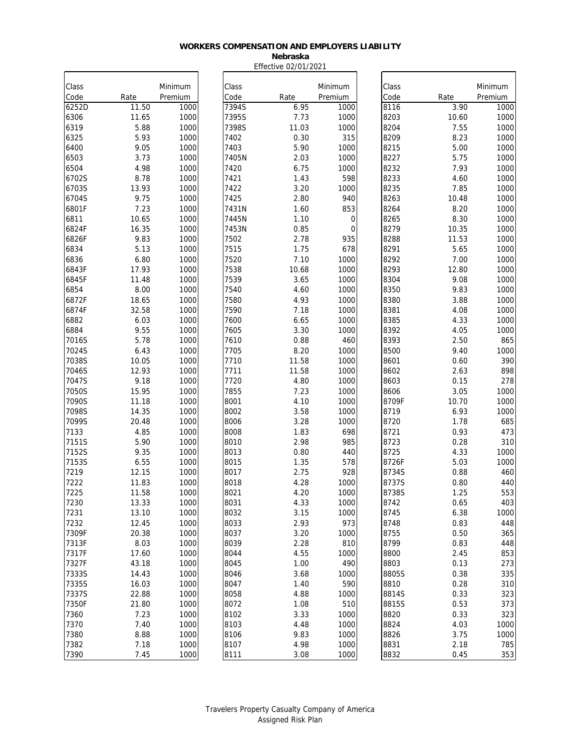**WORKERS COMPENSATION AND EMPLOYERS LIABILITY**
**Nebraska**
Effective 02/01/2021

| Class Code | Rate | Minimum Premium |
|---|---|---|
| 6252D | 11.50 | 1000 |
| 6306 | 11.65 | 1000 |
| 6319 | 5.88 | 1000 |
| 6325 | 5.93 | 1000 |
| 6400 | 9.05 | 1000 |
| 6503 | 3.73 | 1000 |
| 6504 | 4.98 | 1000 |
| 6702S | 8.78 | 1000 |
| 6703S | 13.93 | 1000 |
| 6704S | 9.75 | 1000 |
| 6801F | 7.23 | 1000 |
| 6811 | 10.65 | 1000 |
| 6824F | 16.35 | 1000 |
| 6826F | 9.83 | 1000 |
| 6834 | 5.13 | 1000 |
| 6836 | 6.80 | 1000 |
| 6843F | 17.93 | 1000 |
| 6845F | 11.48 | 1000 |
| 6854 | 8.00 | 1000 |
| 6872F | 18.65 | 1000 |
| 6874F | 32.58 | 1000 |
| 6882 | 6.03 | 1000 |
| 6884 | 9.55 | 1000 |
| 7016S | 5.78 | 1000 |
| 7024S | 6.43 | 1000 |
| 7038S | 10.05 | 1000 |
| 7046S | 12.93 | 1000 |
| 7047S | 9.18 | 1000 |
| 7050S | 15.95 | 1000 |
| 7090S | 11.18 | 1000 |
| 7098S | 14.35 | 1000 |
| 7099S | 20.48 | 1000 |
| 7133 | 4.85 | 1000 |
| 7151S | 5.90 | 1000 |
| 7152S | 9.35 | 1000 |
| 7153S | 6.55 | 1000 |
| 7219 | 12.15 | 1000 |
| 7222 | 11.83 | 1000 |
| 7225 | 11.58 | 1000 |
| 7230 | 13.33 | 1000 |
| 7231 | 13.10 | 1000 |
| 7232 | 12.45 | 1000 |
| 7309F | 20.38 | 1000 |
| 7313F | 8.03 | 1000 |
| 7317F | 17.60 | 1000 |
| 7327F | 43.18 | 1000 |
| 7333S | 14.43 | 1000 |
| 7335S | 16.03 | 1000 |
| 7337S | 22.88 | 1000 |
| 7350F | 21.80 | 1000 |
| 7360 | 7.23 | 1000 |
| 7370 | 7.40 | 1000 |
| 7380 | 8.88 | 1000 |
| 7382 | 7.18 | 1000 |
| 7390 | 7.45 | 1000 |
| 7394S | 6.95 | 1000 |
| 7395S | 7.73 | 1000 |
| 7398S | 11.03 | 1000 |
| 7402 | 0.30 | 315 |
| 7403 | 5.90 | 1000 |
| 7405N | 2.03 | 1000 |
| 7420 | 6.75 | 1000 |
| 7421 | 1.43 | 598 |
| 7422 | 3.20 | 1000 |
| 7425 | 2.80 | 940 |
| 7431N | 1.60 | 853 |
| 7445N | 1.10 | 0 |
| 7453N | 0.85 | 0 |
| 7502 | 2.78 | 935 |
| 7515 | 1.75 | 678 |
| 7520 | 7.10 | 1000 |
| 7538 | 10.68 | 1000 |
| 7539 | 3.65 | 1000 |
| 7540 | 4.60 | 1000 |
| 7580 | 4.93 | 1000 |
| 7590 | 7.18 | 1000 |
| 7600 | 6.65 | 1000 |
| 7605 | 3.30 | 1000 |
| 7610 | 0.88 | 460 |
| 7705 | 8.20 | 1000 |
| 7710 | 11.58 | 1000 |
| 7711 | 11.58 | 1000 |
| 7720 | 4.80 | 1000 |
| 7855 | 7.23 | 1000 |
| 8001 | 4.10 | 1000 |
| 8002 | 3.58 | 1000 |
| 8006 | 3.28 | 1000 |
| 8008 | 1.83 | 698 |
| 8010 | 2.98 | 985 |
| 8013 | 0.80 | 440 |
| 8015 | 1.35 | 578 |
| 8017 | 2.75 | 928 |
| 8018 | 4.28 | 1000 |
| 8021 | 4.20 | 1000 |
| 8031 | 4.33 | 1000 |
| 8032 | 3.15 | 1000 |
| 8033 | 2.93 | 973 |
| 8037 | 3.20 | 1000 |
| 8039 | 2.28 | 810 |
| 8044 | 4.55 | 1000 |
| 8045 | 1.00 | 490 |
| 8046 | 3.68 | 1000 |
| 8047 | 1.40 | 590 |
| 8058 | 4.88 | 1000 |
| 8072 | 1.08 | 510 |
| 8102 | 3.33 | 1000 |
| 8103 | 4.48 | 1000 |
| 8106 | 9.83 | 1000 |
| 8107 | 4.98 | 1000 |
| 8111 | 3.08 | 1000 |
| 8116 | 3.90 | 1000 |
| 8203 | 10.60 | 1000 |
| 8204 | 7.55 | 1000 |
| 8209 | 8.23 | 1000 |
| 8215 | 5.00 | 1000 |
| 8227 | 5.75 | 1000 |
| 8232 | 7.93 | 1000 |
| 8233 | 4.60 | 1000 |
| 8235 | 7.85 | 1000 |
| 8263 | 10.48 | 1000 |
| 8264 | 8.20 | 1000 |
| 8265 | 8.30 | 1000 |
| 8279 | 10.35 | 1000 |
| 8288 | 11.53 | 1000 |
| 8291 | 5.65 | 1000 |
| 8292 | 7.00 | 1000 |
| 8293 | 12.80 | 1000 |
| 8304 | 9.08 | 1000 |
| 8350 | 9.83 | 1000 |
| 8380 | 3.88 | 1000 |
| 8381 | 4.08 | 1000 |
| 8385 | 4.33 | 1000 |
| 8392 | 4.05 | 1000 |
| 8393 | 2.50 | 865 |
| 8500 | 9.40 | 1000 |
| 8601 | 0.60 | 390 |
| 8602 | 2.63 | 898 |
| 8603 | 0.15 | 278 |
| 8606 | 3.05 | 1000 |
| 8709F | 10.70 | 1000 |
| 8719 | 6.93 | 1000 |
| 8720 | 1.78 | 685 |
| 8721 | 0.93 | 473 |
| 8723 | 0.28 | 310 |
| 8725 | 4.33 | 1000 |
| 8726F | 5.03 | 1000 |
| 8734S | 0.88 | 460 |
| 8737S | 0.80 | 440 |
| 8738S | 1.25 | 553 |
| 8742 | 0.65 | 403 |
| 8745 | 6.38 | 1000 |
| 8748 | 0.83 | 448 |
| 8755 | 0.50 | 365 |
| 8799 | 0.83 | 448 |
| 8800 | 2.45 | 853 |
| 8803 | 0.13 | 273 |
| 8805S | 0.38 | 335 |
| 8810 | 0.28 | 310 |
| 8814S | 0.33 | 323 |
| 8815S | 0.53 | 373 |
| 8820 | 0.33 | 323 |
| 8824 | 4.03 | 1000 |
| 8826 | 3.75 | 1000 |
| 8831 | 2.18 | 785 |
| 8832 | 0.45 | 353 |

Travelers Property Casualty Company of America
Assigned Risk Plan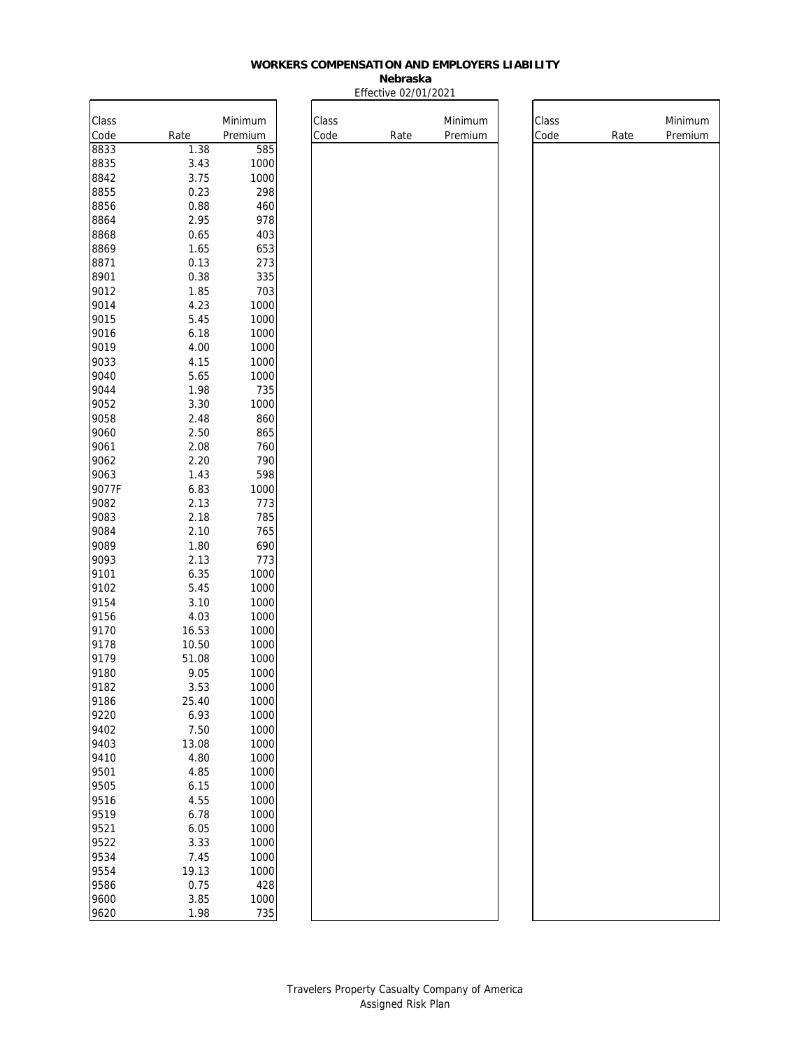**WORKERS COMPENSATION AND EMPLOYERS LIABILITY**

**Nebraska**

Effective 02/01/2021

| Class Code | Rate | Minimum Premium |
|---|---|---|
| 8833 | 1.38 | 585 |
| 8835 | 3.43 | 1000 |
| 8842 | 3.75 | 1000 |
| 8855 | 0.23 | 298 |
| 8856 | 0.88 | 460 |
| 8864 | 2.95 | 978 |
| 8868 | 0.65 | 403 |
| 8869 | 1.65 | 653 |
| 8871 | 0.13 | 273 |
| 8901 | 0.38 | 335 |
| 9012 | 1.85 | 703 |
| 9014 | 4.23 | 1000 |
| 9015 | 5.45 | 1000 |
| 9016 | 6.18 | 1000 |
| 9019 | 4.00 | 1000 |
| 9033 | 4.15 | 1000 |
| 9040 | 5.65 | 1000 |
| 9044 | 1.98 | 735 |
| 9052 | 3.30 | 1000 |
| 9058 | 2.48 | 860 |
| 9060 | 2.50 | 865 |
| 9061 | 2.08 | 760 |
| 9062 | 2.20 | 790 |
| 9063 | 1.43 | 598 |
| 9077F | 6.83 | 1000 |
| 9082 | 2.13 | 773 |
| 9083 | 2.18 | 785 |
| 9084 | 2.10 | 765 |
| 9089 | 1.80 | 690 |
| 9093 | 2.13 | 773 |
| 9101 | 6.35 | 1000 |
| 9102 | 5.45 | 1000 |
| 9154 | 3.10 | 1000 |
| 9156 | 4.03 | 1000 |
| 9170 | 16.53 | 1000 |
| 9178 | 10.50 | 1000 |
| 9179 | 51.08 | 1000 |
| 9180 | 9.05 | 1000 |
| 9182 | 3.53 | 1000 |
| 9186 | 25.40 | 1000 |
| 9220 | 6.93 | 1000 |
| 9402 | 7.50 | 1000 |
| 9403 | 13.08 | 1000 |
| 9410 | 4.80 | 1000 |
| 9501 | 4.85 | 1000 |
| 9505 | 6.15 | 1000 |
| 9516 | 4.55 | 1000 |
| 9519 | 6.78 | 1000 |
| 9521 | 6.05 | 1000 |
| 9522 | 3.33 | 1000 |
| 9534 | 7.45 | 1000 |
| 9554 | 19.13 | 1000 |
| 9586 | 0.75 | 428 |
| 9600 | 3.85 | 1000 |
| 9620 | 1.98 | 735 |

Travelers Property Casualty Company of America
Assigned Risk Plan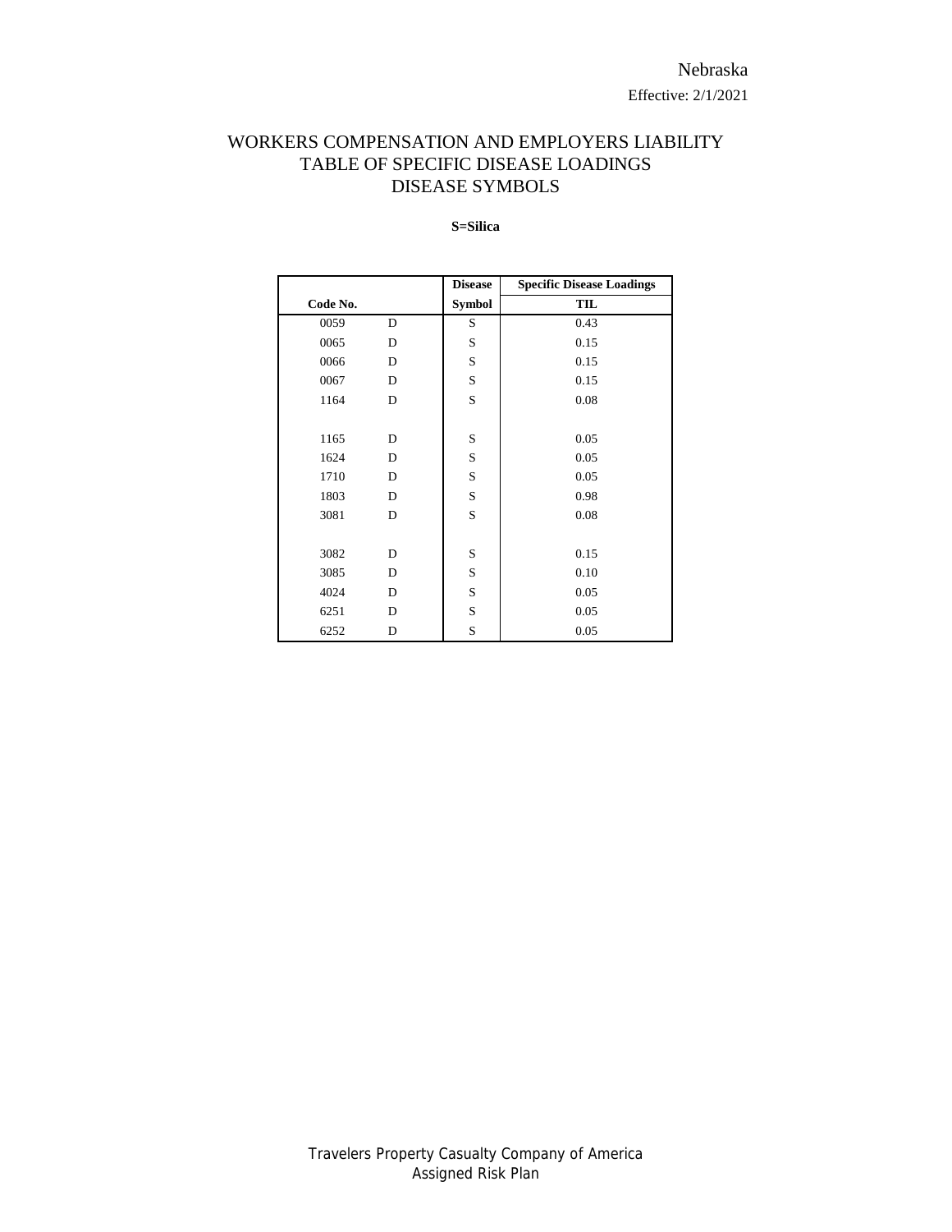Nebraska

Effective: 2/1/2021

# WORKERS COMPENSATION AND EMPLOYERS LIABILITY
## TABLE OF SPECIFIC DISEASE LOADINGS
## DISEASE SYMBOLS

**S=Silica**

| | | Disease | Specific Disease Loadings |
|---|---|---|---|
| **Code No.** | | **Symbol** | **TIL** |
| 0059 | D | S | 0.43 |
| 0065 | D | S | 0.15 |
| 0066 | D | S | 0.15 |
| 0067 | D | S | 0.15 |
| 1164 | D | S | 0.08 |
| 1165 | D | S | 0.05 |
| 1624 | D | S | 0.05 |
| 1710 | D | S | 0.05 |
| 1803 | D | S | 0.98 |
| 3081 | D | S | 0.08 |
| 3082 | D | S | 0.15 |
| 3085 | D | S | 0.10 |
| 4024 | D | S | 0.05 |
| 6251 | D | S | 0.05 |
| 6252 | D | S | 0.05 |

Travelers Property Casualty Company of America
Assigned Risk Plan